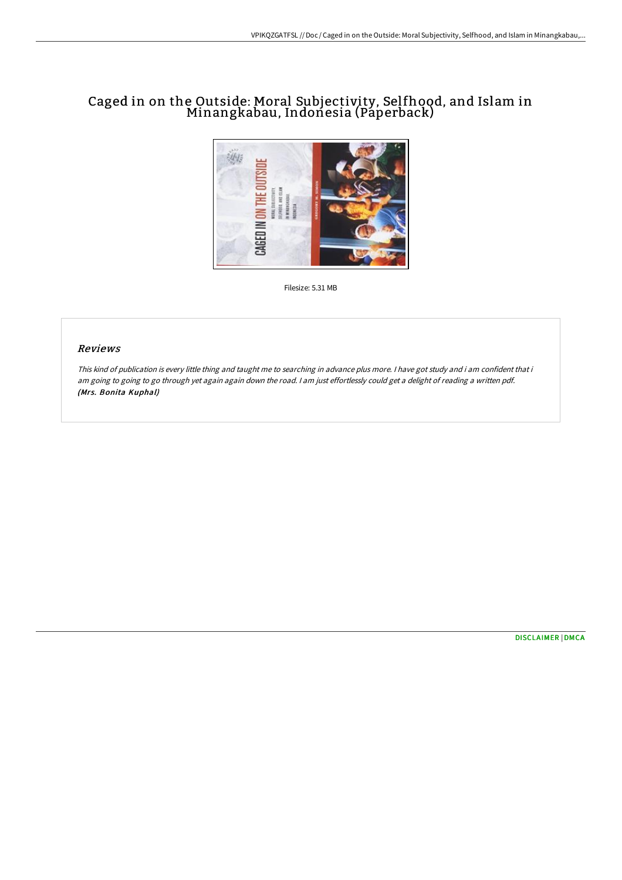# Caged in on the Outside: Moral Subjectivity, Selfhood, and Islam in Minangkabau, Indonesia (Paperback)

Filesize: 5.31 MB

## Reviews

*This kind of publication is every little thing and taught me to searching in advance plus more. I have got study and i am confident that i am going to going to go through yet again again down the road. I am just effortlessly could get a delight of reading a written pdf.*
***(Mrs. Bonita Kuphal)***

DISCLAIMER | DMCA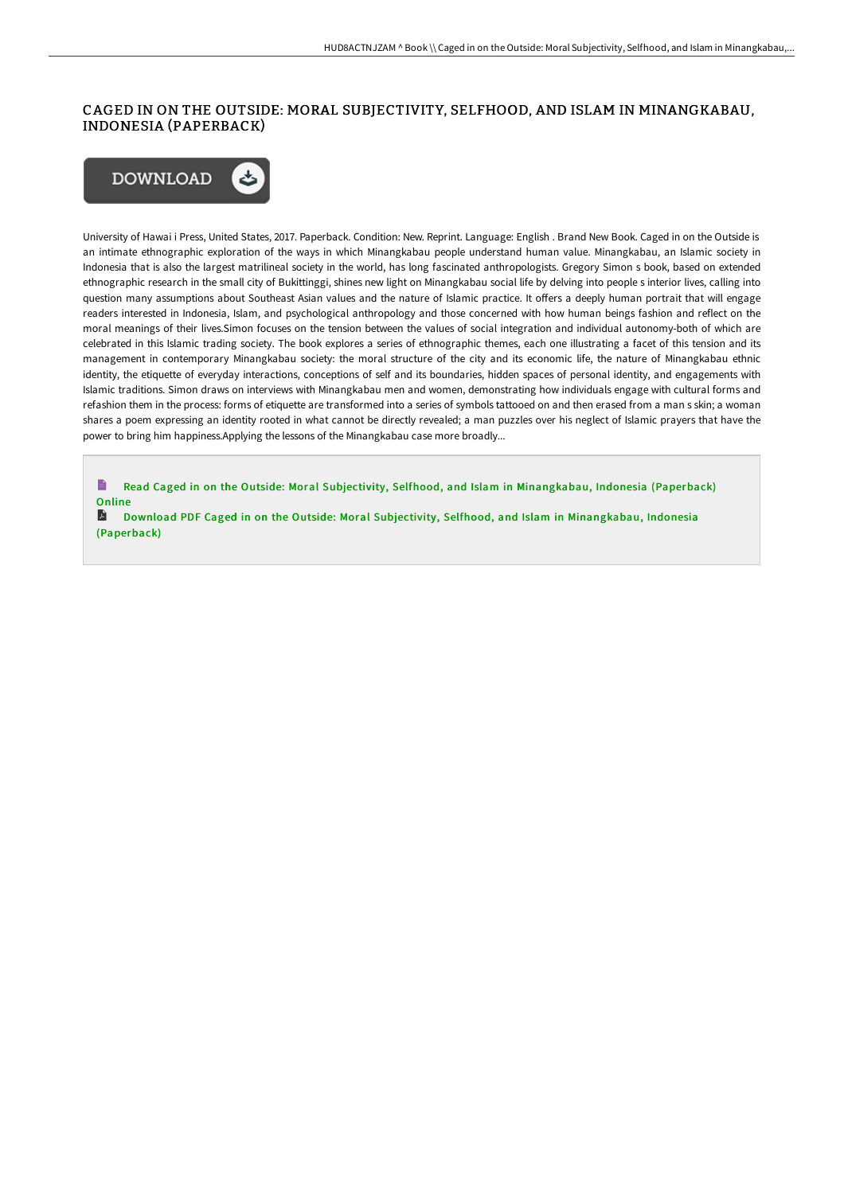# CAGED IN ON THE OUTSIDE: MORAL SUBJECTIVITY, SELFHOOD, AND ISLAM IN MINANGKABAU, INDONESIA (PAPERBACK)

DOWNLOAD

University of Hawai i Press, United States, 2017. Paperback. Condition: New. Reprint. Language: English . Brand New Book. Caged in on the Outside is an intimate ethnographic exploration of the ways in which Minangkabau people understand human value. Minangkabau, an Islamic society in Indonesia that is also the largest matrilineal society in the world, has long fascinated anthropologists. Gregory Simon s book, based on extended ethnographic research in the small city of Bukittinggi, shines new light on Minangkabau social life by delving into people s interior lives, calling into question many assumptions about Southeast Asian values and the nature of Islamic practice. It offers a deeply human portrait that will engage readers interested in Indonesia, Islam, and psychological anthropology and those concerned with how human beings fashion and reflect on the moral meanings of their lives.Simon focuses on the tension between the values of social integration and individual autonomy-both of which are celebrated in this Islamic trading society. The book explores a series of ethnographic themes, each one illustrating a facet of this tension and its management in contemporary Minangkabau society: the moral structure of the city and its economic life, the nature of Minangkabau ethnic identity, the etiquette of everyday interactions, conceptions of self and its boundaries, hidden spaces of personal identity, and engagements with Islamic traditions. Simon draws on interviews with Minangkabau men and women, demonstrating how individuals engage with cultural forms and refashion them in the process: forms of etiquette are transformed into a series of symbols tattooed on and then erased from a man s skin; a woman shares a poem expressing an identity rooted in what cannot be directly revealed; a man puzzles over his neglect of Islamic prayers that have the power to bring him happiness.Applying the lessons of the Minangkabau case more broadly...

Read Caged in on the Outside: Moral Subjectivity, Selfhood, and Islam in Minangkabau, Indonesia (Paperback) Online

Download PDF Caged in on the Outside: Moral Subjectivity, Selfhood, and Islam in Minangkabau, Indonesia (Paperback)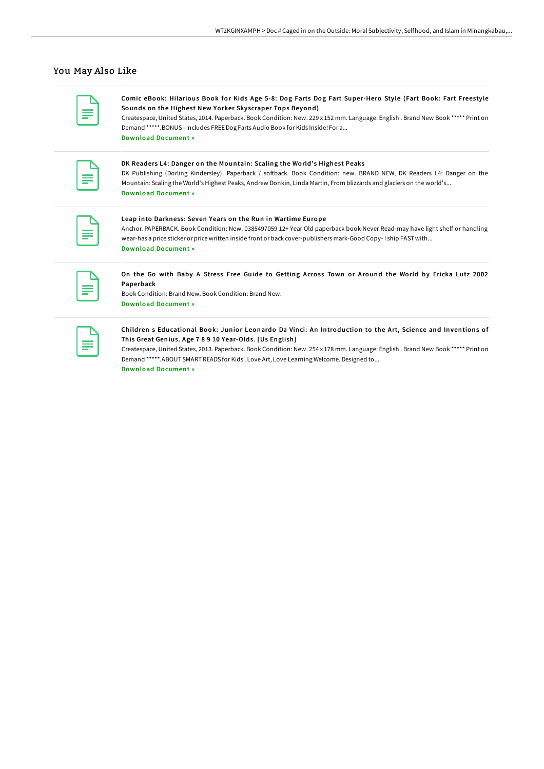## You May Also Like

**Comic eBook: Hilarious Book for Kids Age 5-8: Dog Farts Dog Fart Super-Hero Style (Fart Book: Fart Freestyle Sounds on the Highest New Yorker Skyscraper Tops Beyond)**

Createspace, United States, 2014. Paperback. Book Condition: New. 229 x 152 mm. Language: English . Brand New Book ***** Print on Demand *****.BONUS - Includes FREE Dog Farts Audio Book for Kids Inside! For a...

Download Document »

**DK Readers L4: Danger on the Mountain: Scaling the World's Highest Peaks**

DK Publishing (Dorling Kindersley). Paperback / softback. Book Condition: new. BRAND NEW, DK Readers L4: Danger on the Mountain: Scaling the World's Highest Peaks, Andrew Donkin, Linda Martin, From blizzards and glaciers on the world's...

Download Document »

**Leap into Darkness: Seven Years on the Run in Wartime Europe**

Anchor. PAPERBACK. Book Condition: New. 0385497059 12+ Year Old paperback book-Never Read-may have light shelf or handling wear-has a price sticker or price written inside front or back cover-publishers mark-Good Copy- I ship FAST with...

Download Document »

**On the Go with Baby A Stress Free Guide to Getting Across Town or Around the World by Ericka Lutz 2002 Paperback**

Book Condition: Brand New. Book Condition: Brand New.

Download Document »

**Children s Educational Book: Junior Leonardo Da Vinci: An Introduction to the Art, Science and Inventions of This Great Genius. Age 7 8 9 10 Year-Olds. [Us English]**

Createspace, United States, 2013. Paperback. Book Condition: New. 254 x 178 mm. Language: English . Brand New Book ***** Print on Demand *****.ABOUT SMART READS for Kids . Love Art, Love Learning Welcome. Designed to...

Download Document »